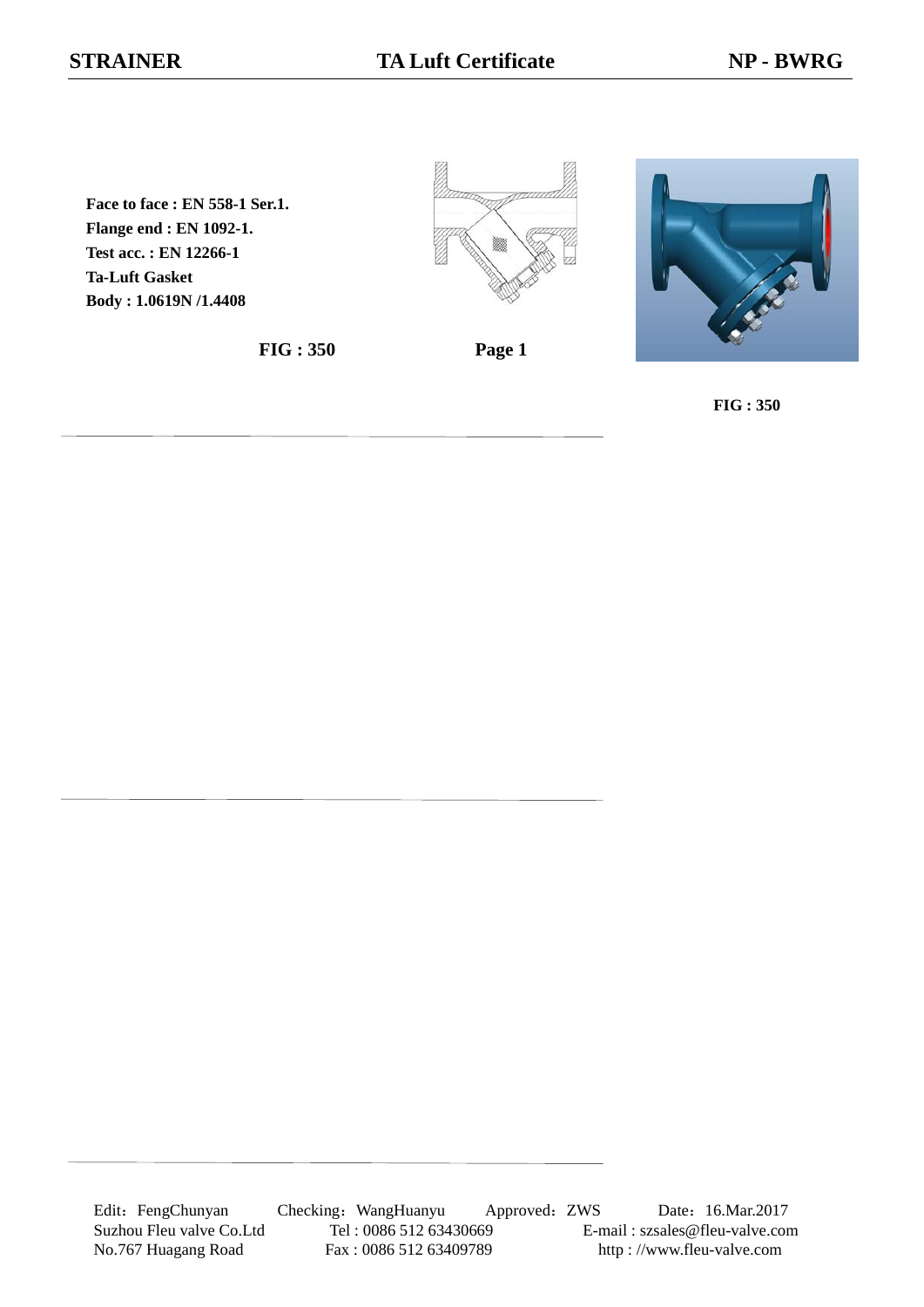**STRAINER** **TA Luft Certificate** **NP - BWRG**

**Face to face : EN 558-1 Ser.1.**
**Flange end : EN 1092-1.**
**Test acc. : EN 12266-1**
**Ta-Luft Gasket**
**Body : 1.0619N /1.4408**

**FIG : 350**

**FIG : 350**

Edit：FengChunyan　Checking：WangHuanyu　Approved：ZWS　Date：16.Mar.2017
Suzhou Fleu valve Co.Ltd　Tel : 0086 512 63430669　E-mail : szsales@fleu-valve.com
No.767 Huagang Road　Fax : 0086 512 63409789　http : //www.fleu-valve.com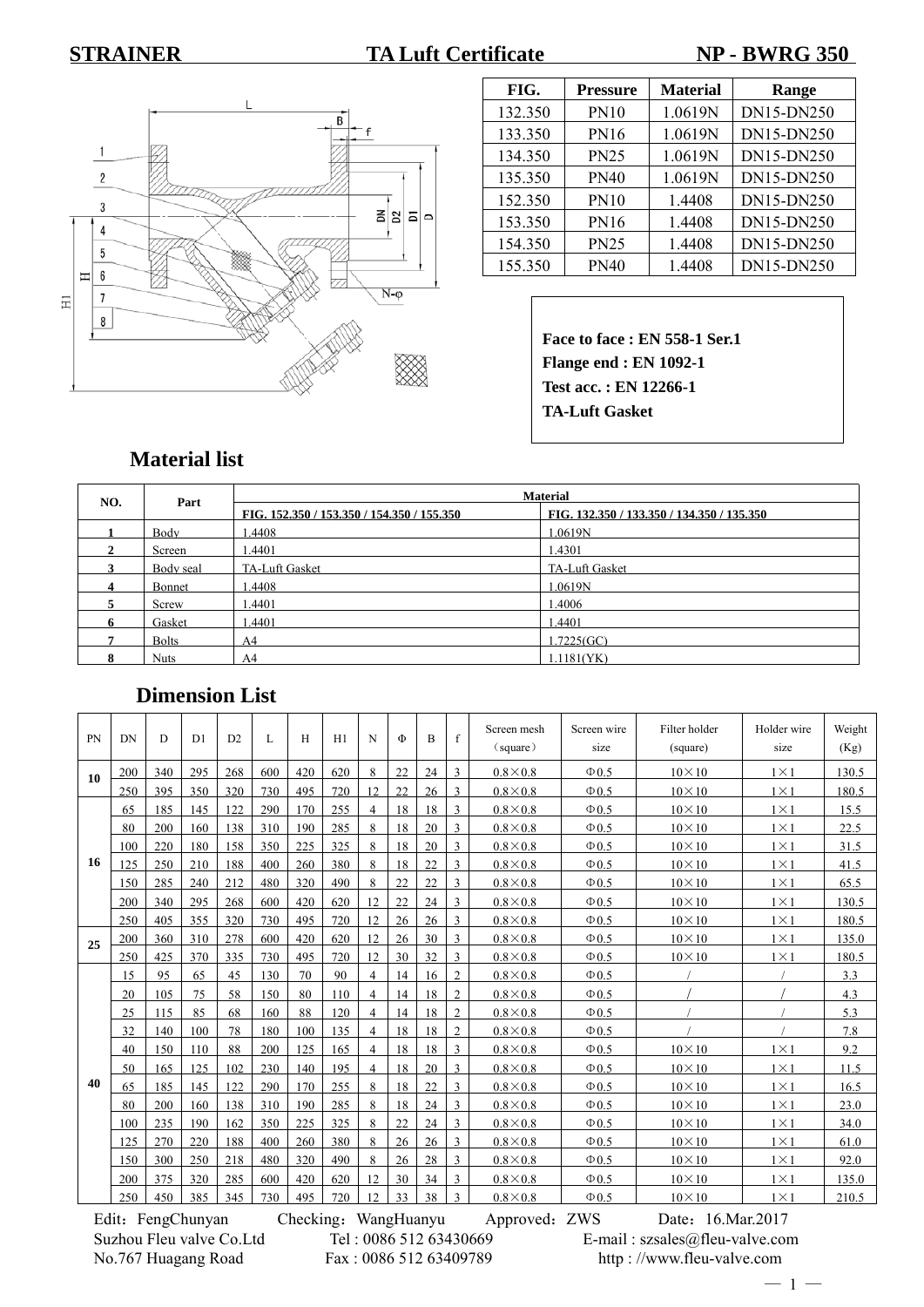# STRAINER — TA Luft Certificate — NP - BWRG 350

1
2
3
4
5
6
7
8
L
B
f
DN
D2
D1
D
H
H1
N-φ

| FIG. | Pressure | Material | Range |
|---|---|---|---|
| 132.350 | PN10 | 1.0619N | DN15-DN250 |
| 133.350 | PN16 | 1.0619N | DN15-DN250 |
| 134.350 | PN25 | 1.0619N | DN15-DN250 |
| 135.350 | PN40 | 1.0619N | DN15-DN250 |
| 152.350 | PN10 | 1.4408 | DN15-DN250 |
| 153.350 | PN16 | 1.4408 | DN15-DN250 |
| 154.350 | PN25 | 1.4408 | DN15-DN250 |
| 155.350 | PN40 | 1.4408 | DN15-DN250 |

**Face to face : EN 558-1 Ser.1**
**Flange end : EN 1092-1**
**Test acc. : EN 12266-1**
**TA-Luft Gasket**

## Material list

| NO. | Part | Material | |
|---|---|---|---|
| | | FIG. 152.350 / 153.350 / 154.350 / 155.350 | FIG. 132.350 / 133.350 / 134.350 / 135.350 |
| 1 | Body | 1.4408 | 1.0619N |
| 2 | Screen | 1.4401 | 1.4301 |
| 3 | Body seal | TA-Luft Gasket | TA-Luft Gasket |
| 4 | Bonnet | 1.4408 | 1.0619N |
| 5 | Screw | 1.4401 | 1.4006 |
| 6 | Gasket | 1.4401 | 1.4401 |
| 7 | Bolts | A4 | 1.7225(GC) |
| 8 | Nuts | A4 | 1.1181(YK) |

## Dimension List

| PN | DN | D | D1 | D2 | L | H | H1 | N | Φ | B | f | Screen mesh (square) | Screen wire size | Filter holder (square) | Holder wire size | Weight (Kg) |
|---|---|---|---|---|---|---|---|---|---|---|---|---|---|---|---|---|
| 10 | 200 | 340 | 295 | 268 | 600 | 420 | 620 | 8 | 22 | 24 | 3 | 0.8×0.8 | Φ0.5 | 10×10 | 1×1 | 130.5 |
| | 250 | 395 | 350 | 320 | 730 | 495 | 720 | 12 | 22 | 26 | 3 | 0.8×0.8 | Φ0.5 | 10×10 | 1×1 | 180.5 |
| 16 | 65 | 185 | 145 | 122 | 290 | 170 | 255 | 4 | 18 | 18 | 3 | 0.8×0.8 | Φ0.5 | 10×10 | 1×1 | 15.5 |
| | 80 | 200 | 160 | 138 | 310 | 190 | 285 | 8 | 18 | 20 | 3 | 0.8×0.8 | Φ0.5 | 10×10 | 1×1 | 22.5 |
| | 100 | 220 | 180 | 158 | 350 | 225 | 325 | 8 | 18 | 20 | 3 | 0.8×0.8 | Φ0.5 | 10×10 | 1×1 | 31.5 |
| | 125 | 250 | 210 | 188 | 400 | 260 | 380 | 8 | 18 | 22 | 3 | 0.8×0.8 | Φ0.5 | 10×10 | 1×1 | 41.5 |
| | 150 | 285 | 240 | 212 | 480 | 320 | 490 | 8 | 22 | 22 | 3 | 0.8×0.8 | Φ0.5 | 10×10 | 1×1 | 65.5 |
| | 200 | 340 | 295 | 268 | 600 | 420 | 620 | 12 | 22 | 24 | 3 | 0.8×0.8 | Φ0.5 | 10×10 | 1×1 | 130.5 |
| | 250 | 405 | 355 | 320 | 730 | 495 | 720 | 12 | 26 | 26 | 3 | 0.8×0.8 | Φ0.5 | 10×10 | 1×1 | 180.5 |
| 25 | 200 | 360 | 310 | 278 | 600 | 420 | 620 | 12 | 26 | 30 | 3 | 0.8×0.8 | Φ0.5 | 10×10 | 1×1 | 135.0 |
| | 250 | 425 | 370 | 335 | 730 | 495 | 720 | 12 | 30 | 32 | 3 | 0.8×0.8 | Φ0.5 | 10×10 | 1×1 | 180.5 |
| 40 | 15 | 95 | 65 | 45 | 130 | 70 | 90 | 4 | 14 | 16 | 2 | 0.8×0.8 | Φ0.5 | / | / | 3.3 |
| | 20 | 105 | 75 | 58 | 150 | 80 | 110 | 4 | 14 | 18 | 2 | 0.8×0.8 | Φ0.5 | / | / | 4.3 |
| | 25 | 115 | 85 | 68 | 160 | 88 | 120 | 4 | 14 | 18 | 2 | 0.8×0.8 | Φ0.5 | / | / | 5.3 |
| | 32 | 140 | 100 | 78 | 180 | 100 | 135 | 4 | 18 | 18 | 2 | 0.8×0.8 | Φ0.5 | / | / | 7.8 |
| | 40 | 150 | 110 | 88 | 200 | 125 | 165 | 4 | 18 | 18 | 3 | 0.8×0.8 | Φ0.5 | 10×10 | 1×1 | 9.2 |
| | 50 | 165 | 125 | 102 | 230 | 140 | 195 | 4 | 18 | 20 | 3 | 0.8×0.8 | Φ0.5 | 10×10 | 1×1 | 11.5 |
| | 65 | 185 | 145 | 122 | 290 | 170 | 255 | 8 | 18 | 22 | 3 | 0.8×0.8 | Φ0.5 | 10×10 | 1×1 | 16.5 |
| | 80 | 200 | 160 | 138 | 310 | 190 | 285 | 8 | 18 | 24 | 3 | 0.8×0.8 | Φ0.5 | 10×10 | 1×1 | 23.0 |
| | 100 | 235 | 190 | 162 | 350 | 225 | 325 | 8 | 22 | 24 | 3 | 0.8×0.8 | Φ0.5 | 10×10 | 1×1 | 34.0 |
| | 125 | 270 | 220 | 188 | 400 | 260 | 380 | 8 | 26 | 26 | 3 | 0.8×0.8 | Φ0.5 | 10×10 | 1×1 | 61.0 |
| | 150 | 300 | 250 | 218 | 480 | 320 | 490 | 8 | 26 | 28 | 3 | 0.8×0.8 | Φ0.5 | 10×10 | 1×1 | 92.0 |
| | 200 | 375 | 320 | 285 | 600 | 420 | 620 | 12 | 30 | 34 | 3 | 0.8×0.8 | Φ0.5 | 10×10 | 1×1 | 135.0 |
| | 250 | 450 | 385 | 345 | 730 | 495 | 720 | 12 | 33 | 38 | 3 | 0.8×0.8 | Φ0.5 | 10×10 | 1×1 | 210.5 |

Edit：FengChunyan Checking：WangHuanyu Approved：ZWS Date：16.Mar.2017
Suzhou Fleu valve Co.Ltd Tel : 0086 512 63430669 E-mail : szsales@fleu-valve.com
No.767 Huagang Road Fax : 0086 512 63409789 http : //www.fleu-valve.com